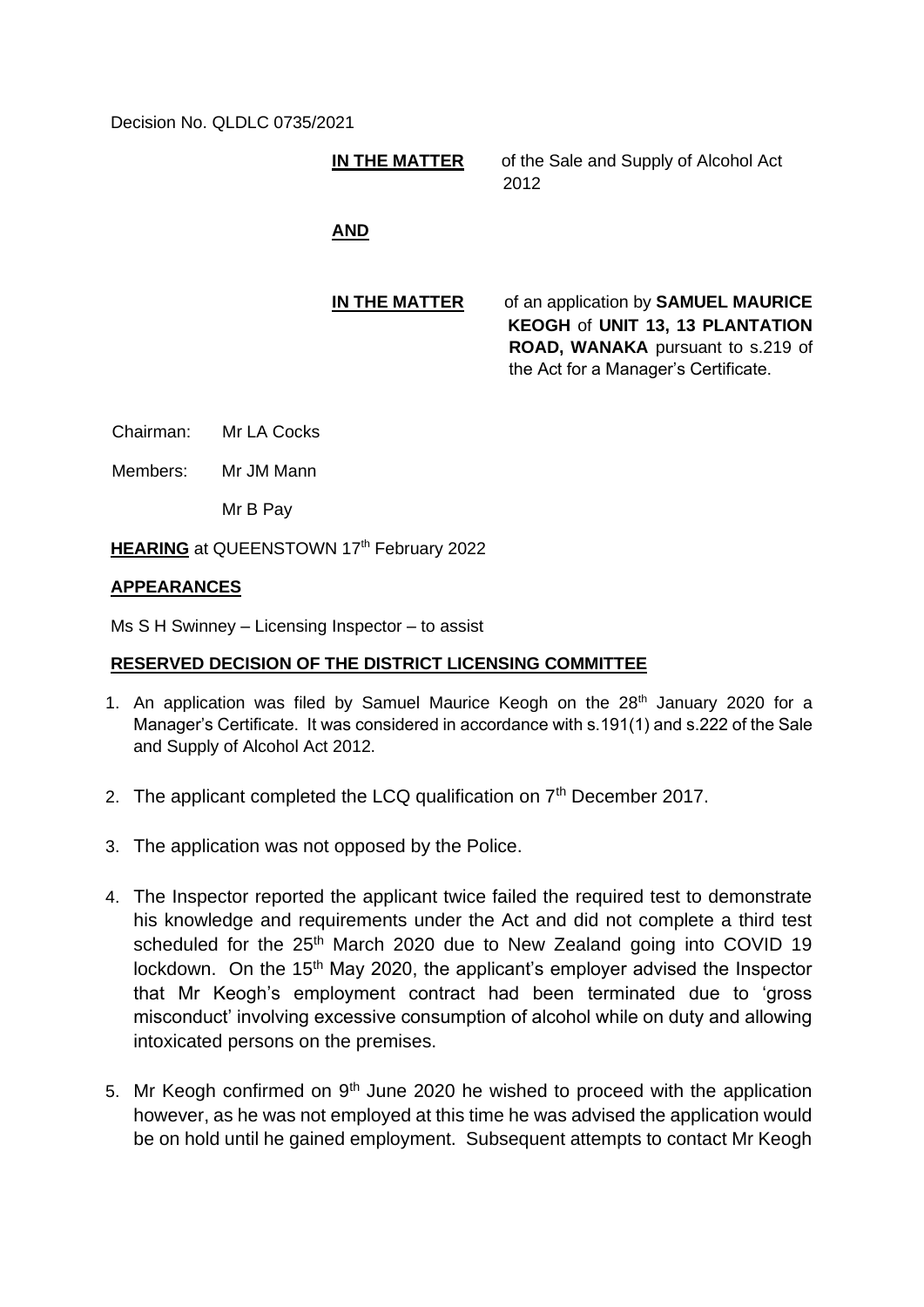Decision No. QLDLC 0735/2021

**IN THE MATTER** of the Sale and Supply of Alcohol Act 2012

**AND**

**IN THE MATTER** of an application by **SAMUEL MAURICE KEOGH** of **UNIT 13, 13 PLANTATION ROAD, WANAKA** pursuant to s.219 of the Act for a Manager's Certificate.

Chairman: Mr LA Cocks

Members: Mr JM Mann

Mr B Pay

**HEARING** at QUEENSTOWN 17th February 2022

**APPEARANCES**

Ms S H Swinney – Licensing Inspector – to assist

**RESERVED DECISION OF THE DISTRICT LICENSING COMMITTEE**

1. An application was filed by Samuel Maurice Keogh on the 28th January 2020 for a Manager's Certificate. It was considered in accordance with s.191(1) and s.222 of the Sale and Supply of Alcohol Act 2012.

2. The applicant completed the LCQ qualification on 7th December 2017.

3. The application was not opposed by the Police.

4. The Inspector reported the applicant twice failed the required test to demonstrate his knowledge and requirements under the Act and did not complete a third test scheduled for the 25th March 2020 due to New Zealand going into COVID 19 lockdown. On the 15th May 2020, the applicant's employer advised the Inspector that Mr Keogh's employment contract had been terminated due to 'gross misconduct' involving excessive consumption of alcohol while on duty and allowing intoxicated persons on the premises.

5. Mr Keogh confirmed on 9th June 2020 he wished to proceed with the application however, as he was not employed at this time he was advised the application would be on hold until he gained employment. Subsequent attempts to contact Mr Keogh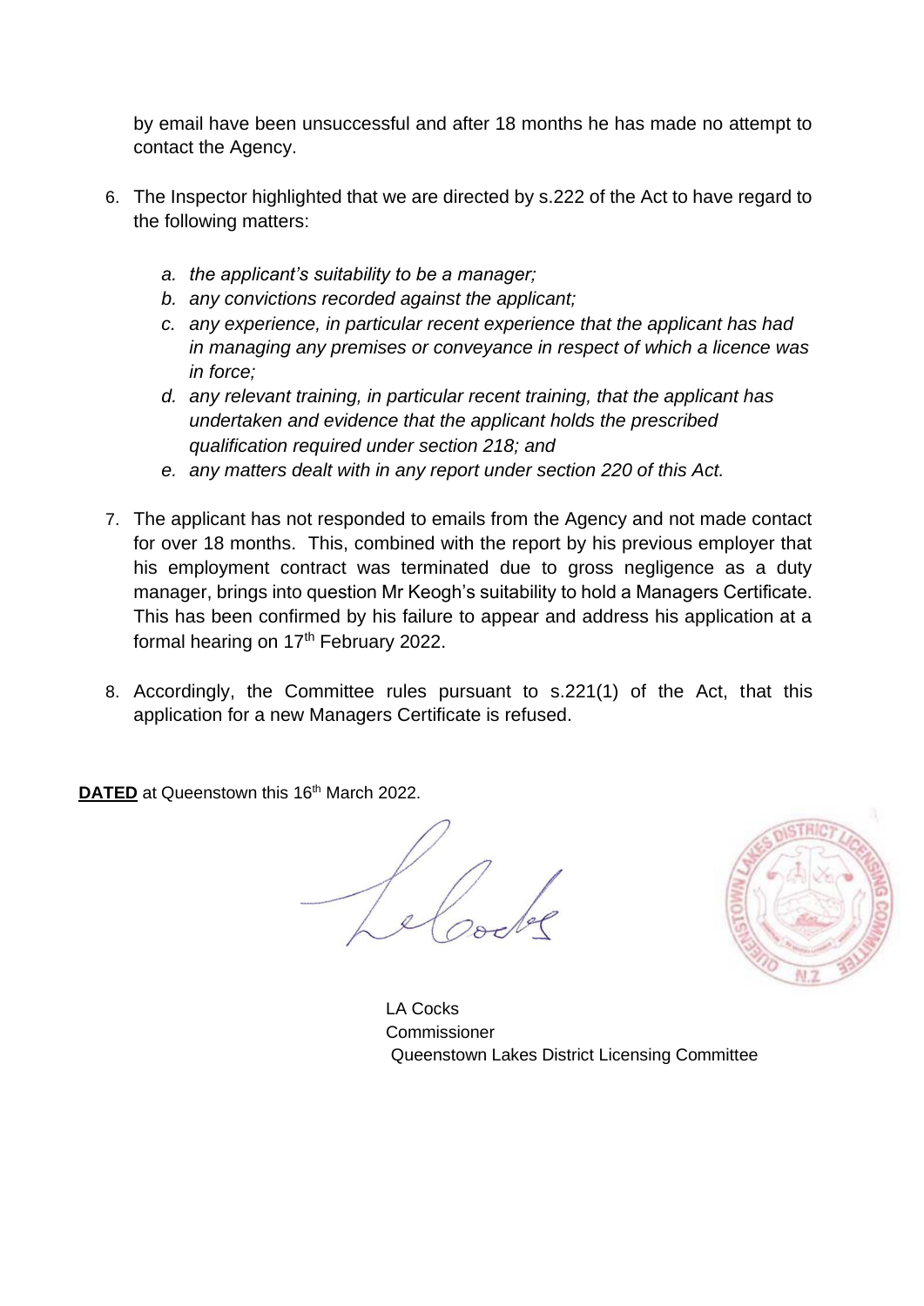by email have been unsuccessful and after 18 months he has made no attempt to contact the Agency.

6. The Inspector highlighted that we are directed by s.222 of the Act to have regard to the following matters:

   *a. the applicant's suitability to be a manager;*
   *b. any convictions recorded against the applicant;*
   *c. any experience, in particular recent experience that the applicant has had in managing any premises or conveyance in respect of which a licence was in force;*
   *d. any relevant training, in particular recent training, that the applicant has undertaken and evidence that the applicant holds the prescribed qualification required under section 218; and*
   *e. any matters dealt with in any report under section 220 of this Act.*

7. The applicant has not responded to emails from the Agency and not made contact for over 18 months. This, combined with the report by his previous employer that his employment contract was terminated due to gross negligence as a duty manager, brings into question Mr Keogh's suitability to hold a Managers Certificate. This has been confirmed by his failure to appear and address his application at a formal hearing on 17th February 2022.

8. Accordingly, the Committee rules pursuant to s.221(1) of the Act, that this application for a new Managers Certificate is refused.

**DATED** at Queenstown this 16th March 2022.

LA Cocks
Commissioner
Queenstown Lakes District Licensing Committee